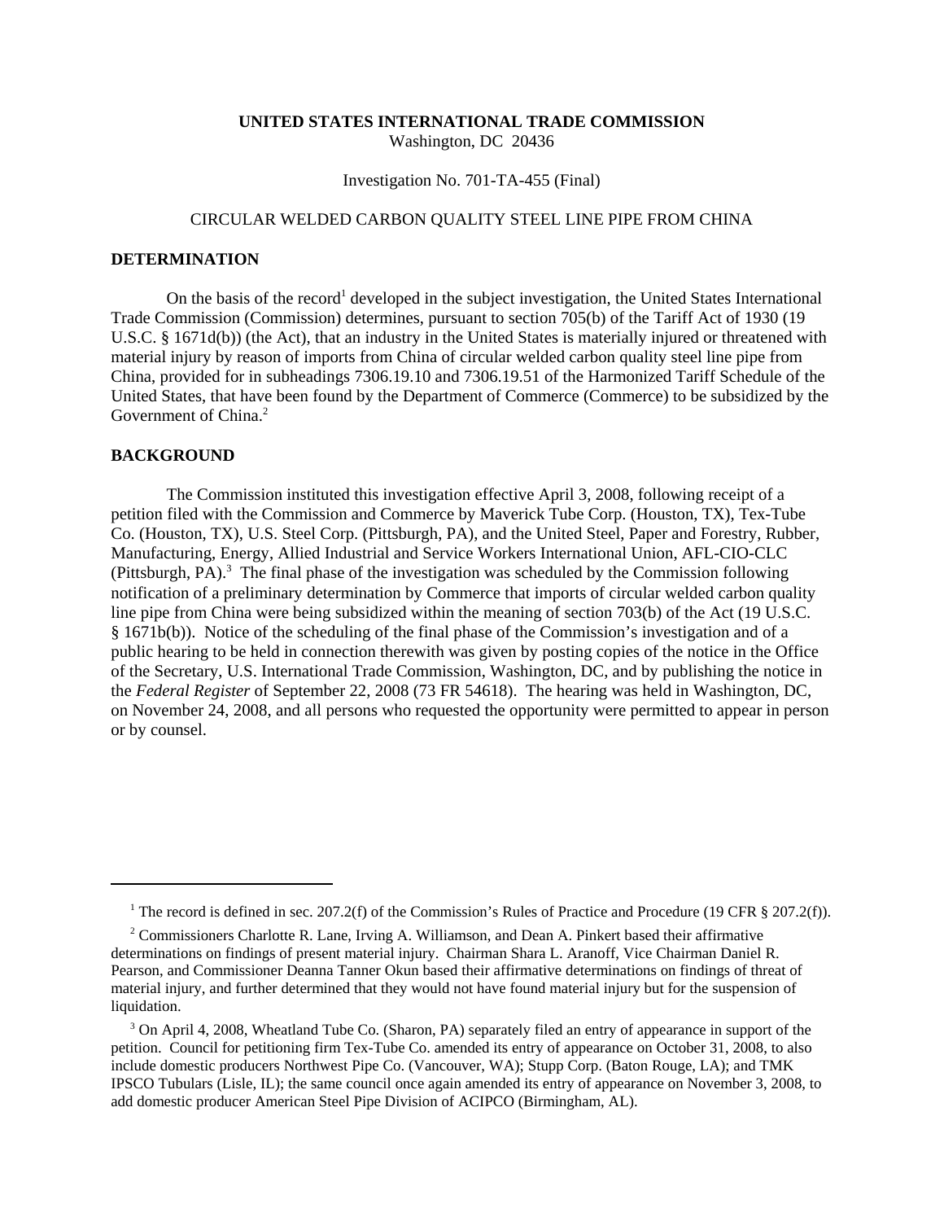**UNITED STATES INTERNATIONAL TRADE COMMISSION**
Washington, DC 20436

Investigation No. 701-TA-455 (Final)

CIRCULAR WELDED CARBON QUALITY STEEL LINE PIPE FROM CHINA

## DETERMINATION

On the basis of the record[1] developed in the subject investigation, the United States International Trade Commission (Commission) determines, pursuant to section 705(b) of the Tariff Act of 1930 (19 U.S.C. § 1671d(b)) (the Act), that an industry in the United States is materially injured or threatened with material injury by reason of imports from China of circular welded carbon quality steel line pipe from China, provided for in subheadings 7306.19.10 and 7306.19.51 of the Harmonized Tariff Schedule of the United States, that have been found by the Department of Commerce (Commerce) to be subsidized by the Government of China.[2]

## BACKGROUND

The Commission instituted this investigation effective April 3, 2008, following receipt of a petition filed with the Commission and Commerce by Maverick Tube Corp. (Houston, TX), Tex-Tube Co. (Houston, TX), U.S. Steel Corp. (Pittsburgh, PA), and the United Steel, Paper and Forestry, Rubber, Manufacturing, Energy, Allied Industrial and Service Workers International Union, AFL-CIO-CLC (Pittsburgh, PA).[3] The final phase of the investigation was scheduled by the Commission following notification of a preliminary determination by Commerce that imports of circular welded carbon quality line pipe from China were being subsidized within the meaning of section 703(b) of the Act (19 U.S.C. § 1671b(b)). Notice of the scheduling of the final phase of the Commission's investigation and of a public hearing to be held in connection therewith was given by posting copies of the notice in the Office of the Secretary, U.S. International Trade Commission, Washington, DC, and by publishing the notice in the *Federal Register* of September 22, 2008 (73 FR 54618). The hearing was held in Washington, DC, on November 24, 2008, and all persons who requested the opportunity were permitted to appear in person or by counsel.

---

[1] The record is defined in sec. 207.2(f) of the Commission's Rules of Practice and Procedure (19 CFR § 207.2(f)).

[2] Commissioners Charlotte R. Lane, Irving A. Williamson, and Dean A. Pinkert based their affirmative determinations on findings of present material injury. Chairman Shara L. Aranoff, Vice Chairman Daniel R. Pearson, and Commissioner Deanna Tanner Okun based their affirmative determinations on findings of threat of material injury, and further determined that they would not have found material injury but for the suspension of liquidation.

[3] On April 4, 2008, Wheatland Tube Co. (Sharon, PA) separately filed an entry of appearance in support of the petition. Council for petitioning firm Tex-Tube Co. amended its entry of appearance on October 31, 2008, to also include domestic producers Northwest Pipe Co. (Vancouver, WA); Stupp Corp. (Baton Rouge, LA); and TMK IPSCO Tubulars (Lisle, IL); the same council once again amended its entry of appearance on November 3, 2008, to add domestic producer American Steel Pipe Division of ACIPCO (Birmingham, AL).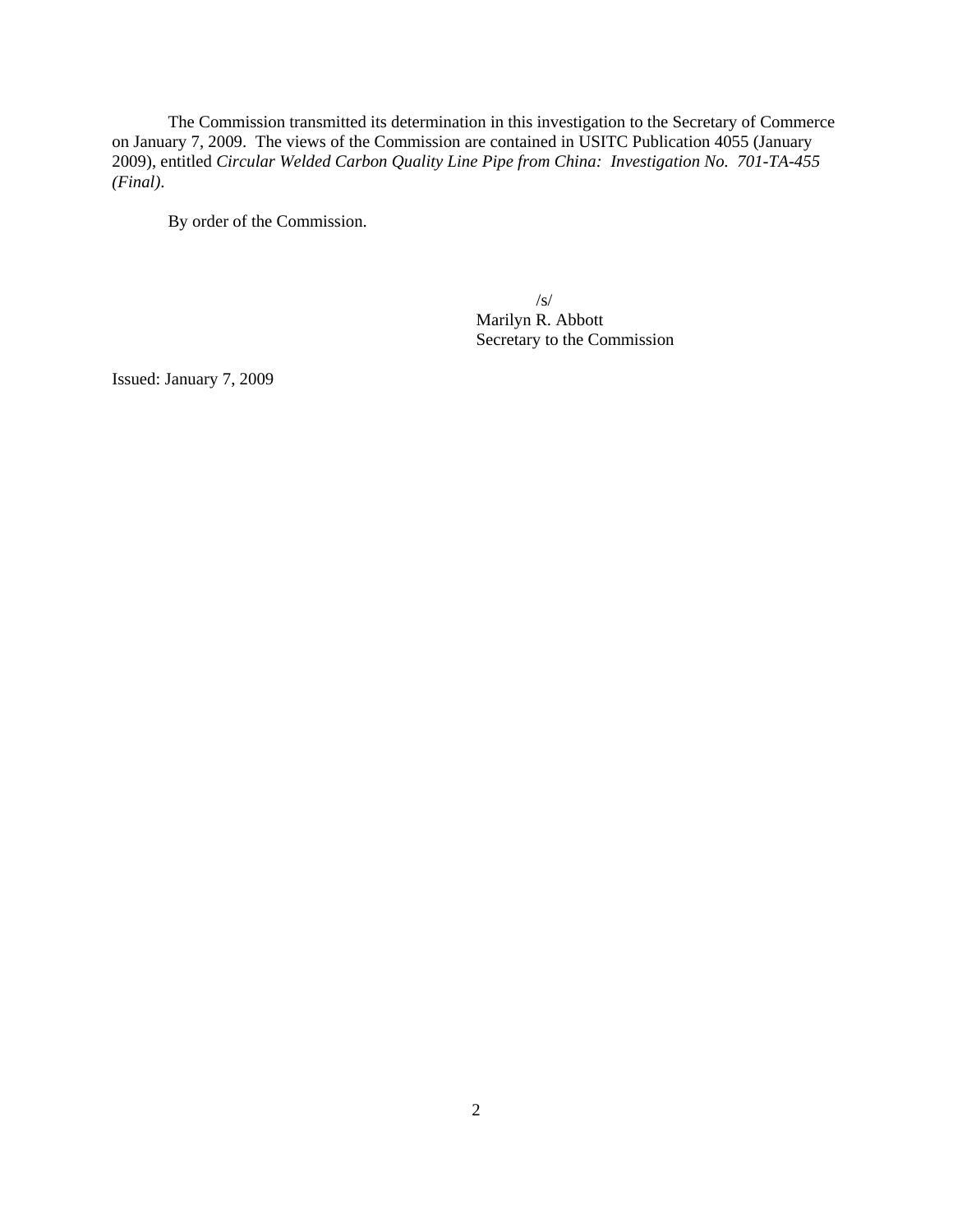The Commission transmitted its determination in this investigation to the Secretary of Commerce on January 7, 2009. The views of the Commission are contained in USITC Publication 4055 (January 2009), entitled *Circular Welded Carbon Quality Line Pipe from China: Investigation No. 701-TA-455 (Final)*.

By order of the Commission.

/s/
Marilyn R. Abbott
Secretary to the Commission

Issued: January 7, 2009